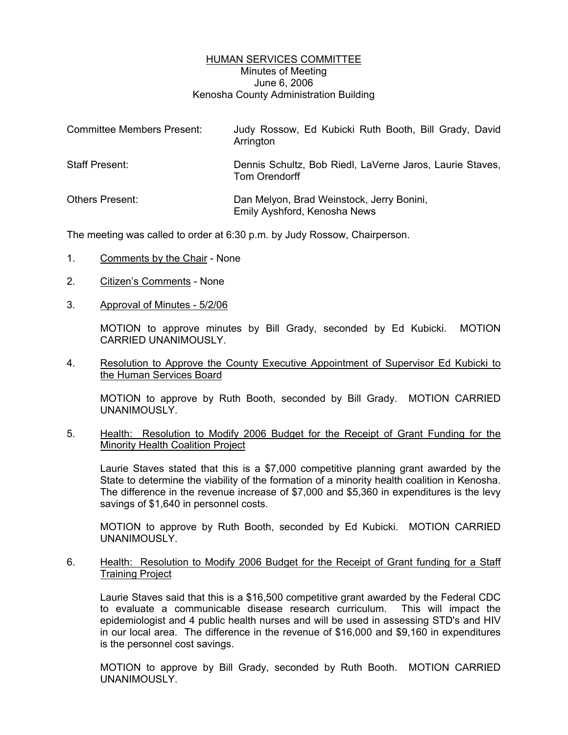# HUMAN SERVICES COMMITTEE

Minutes of Meeting
June 6, 2006
Kenosha County Administration Building

| | |
|---|---|
| Committee Members Present: | Judy Rossow, Ed Kubicki Ruth Booth, Bill Grady, David Arrington |
| Staff Present: | Dennis Schultz, Bob Riedl, LaVerne Jaros, Laurie Staves, Tom Orendorff |
| Others Present: | Dan Melyon, Brad Weinstock, Jerry Bonini, Emily Ayshford, Kenosha News |

The meeting was called to order at 6:30 p.m. by Judy Rossow, Chairperson.

1. Comments by the Chair - None

2. Citizen's Comments - None

3. Approval of Minutes - 5/2/06

   MOTION to approve minutes by Bill Grady, seconded by Ed Kubicki. MOTION CARRIED UNANIMOUSLY.

4. Resolution to Approve the County Executive Appointment of Supervisor Ed Kubicki to the Human Services Board

   MOTION to approve by Ruth Booth, seconded by Bill Grady. MOTION CARRIED UNANIMOUSLY.

5. Health: Resolution to Modify 2006 Budget for the Receipt of Grant Funding for the Minority Health Coalition Project

   Laurie Staves stated that this is a $7,000 competitive planning grant awarded by the State to determine the viability of the formation of a minority health coalition in Kenosha. The difference in the revenue increase of $7,000 and $5,360 in expenditures is the levy savings of $1,640 in personnel costs.

   MOTION to approve by Ruth Booth, seconded by Ed Kubicki. MOTION CARRIED UNANIMOUSLY.

6. Health: Resolution to Modify 2006 Budget for the Receipt of Grant funding for a Staff Training Project

   Laurie Staves said that this is a $16,500 competitive grant awarded by the Federal CDC to evaluate a communicable disease research curriculum. This will impact the epidemiologist and 4 public health nurses and will be used in assessing STD's and HIV in our local area. The difference in the revenue of $16,000 and $9,160 in expenditures is the personnel cost savings.

   MOTION to approve by Bill Grady, seconded by Ruth Booth. MOTION CARRIED UNANIMOUSLY.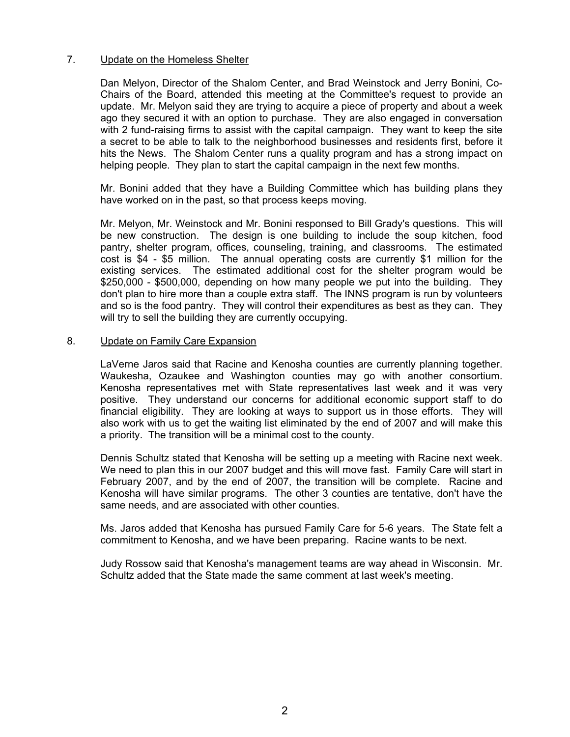7. <u>Update on the Homeless Shelter</u>

Dan Melyon, Director of the Shalom Center, and Brad Weinstock and Jerry Bonini, Co-Chairs of the Board, attended this meeting at the Committee's request to provide an update. Mr. Melyon said they are trying to acquire a piece of property and about a week ago they secured it with an option to purchase. They are also engaged in conversation with 2 fund-raising firms to assist with the capital campaign. They want to keep the site a secret to be able to talk to the neighborhood businesses and residents first, before it hits the News. The Shalom Center runs a quality program and has a strong impact on helping people. They plan to start the capital campaign in the next few months.

Mr. Bonini added that they have a Building Committee which has building plans they have worked on in the past, so that process keeps moving.

Mr. Melyon, Mr. Weinstock and Mr. Bonini responded to Bill Grady's questions. This will be new construction. The design is one building to include the soup kitchen, food pantry, shelter program, offices, counseling, training, and classrooms. The estimated cost is $4 - $5 million. The annual operating costs are currently $1 million for the existing services. The estimated additional cost for the shelter program would be $250,000 - $500,000, depending on how many people we put into the building. They don't plan to hire more than a couple extra staff. The INNS program is run by volunteers and so is the food pantry. They will control their expenditures as best as they can. They will try to sell the building they are currently occupying.

8. <u>Update on Family Care Expansion</u>

LaVerne Jaros said that Racine and Kenosha counties are currently planning together. Waukesha, Ozaukee and Washington counties may go with another consortium. Kenosha representatives met with State representatives last week and it was very positive. They understand our concerns for additional economic support staff to do financial eligibility. They are looking at ways to support us in those efforts. They will also work with us to get the waiting list eliminated by the end of 2007 and will make this a priority. The transition will be a minimal cost to the county.

Dennis Schultz stated that Kenosha will be setting up a meeting with Racine next week. We need to plan this in our 2007 budget and this will move fast. Family Care will start in February 2007, and by the end of 2007, the transition will be complete. Racine and Kenosha will have similar programs. The other 3 counties are tentative, don't have the same needs, and are associated with other counties.

Ms. Jaros added that Kenosha has pursued Family Care for 5-6 years. The State felt a commitment to Kenosha, and we have been preparing. Racine wants to be next.

Judy Rossow said that Kenosha's management teams are way ahead in Wisconsin. Mr. Schultz added that the State made the same comment at last week's meeting.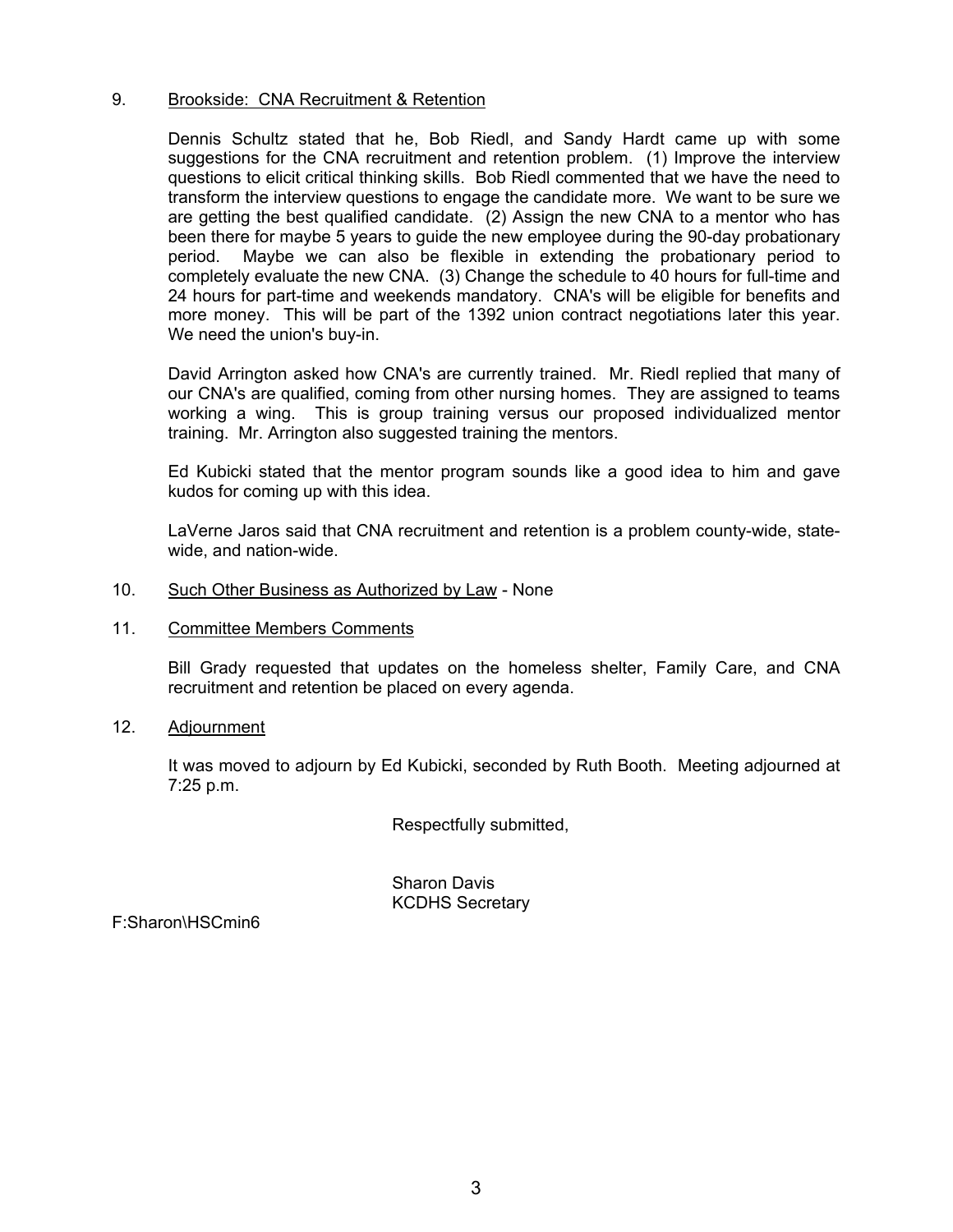9. Brookside: CNA Recruitment & Retention

Dennis Schultz stated that he, Bob Riedl, and Sandy Hardt came up with some suggestions for the CNA recruitment and retention problem. (1) Improve the interview questions to elicit critical thinking skills. Bob Riedl commented that we have the need to transform the interview questions to engage the candidate more. We want to be sure we are getting the best qualified candidate. (2) Assign the new CNA to a mentor who has been there for maybe 5 years to guide the new employee during the 90-day probationary period. Maybe we can also be flexible in extending the probationary period to completely evaluate the new CNA. (3) Change the schedule to 40 hours for full-time and 24 hours for part-time and weekends mandatory. CNA's will be eligible for benefits and more money. This will be part of the 1392 union contract negotiations later this year. We need the union's buy-in.

David Arrington asked how CNA's are currently trained. Mr. Riedl replied that many of our CNA's are qualified, coming from other nursing homes. They are assigned to teams working a wing. This is group training versus our proposed individualized mentor training. Mr. Arrington also suggested training the mentors.

Ed Kubicki stated that the mentor program sounds like a good idea to him and gave kudos for coming up with this idea.

LaVerne Jaros said that CNA recruitment and retention is a problem county-wide, state-wide, and nation-wide.

10. Such Other Business as Authorized by Law - None

11. Committee Members Comments

Bill Grady requested that updates on the homeless shelter, Family Care, and CNA recruitment and retention be placed on every agenda.

12. Adjournment

It was moved to adjourn by Ed Kubicki, seconded by Ruth Booth. Meeting adjourned at 7:25 p.m.

Respectfully submitted,

Sharon Davis
KCDHS Secretary

F:Sharon\HSCmin6